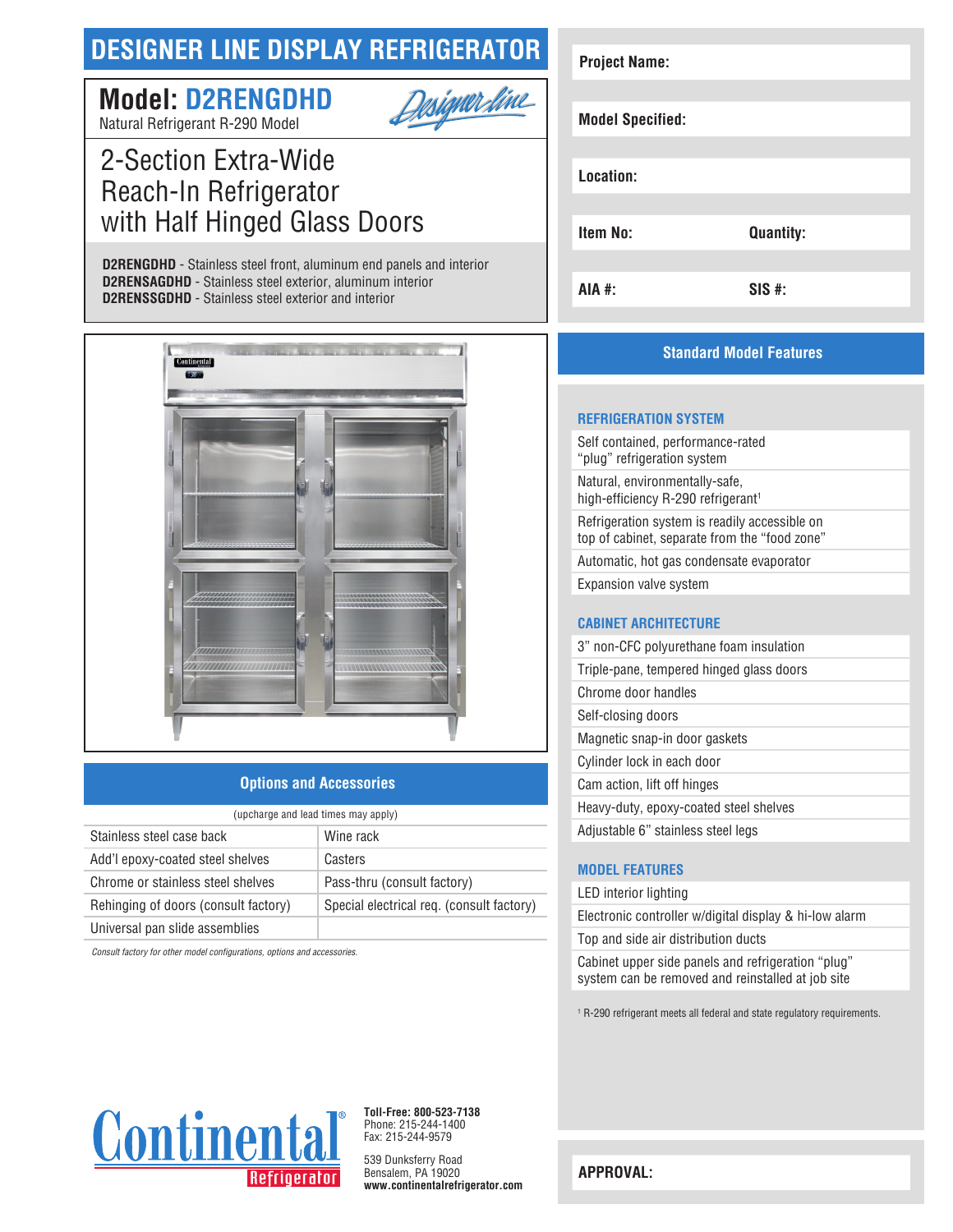# DESIGNER LINE DISPLAY REFRIGERATOR

## Model: D2RENGDHD

Natural Refrigerant R-290 Model

Designer-line

## 2-Section Extra-Wide Reach-In Refrigerator with Half Hinged Glass Doors

**D2RENGDHD** - Stainless steel front, aluminum end panels and interior
**D2RENSAGDHD** - Stainless steel exterior, aluminum interior
**D2RENSSGDHD** - Stainless steel exterior and interior

| Project Name: | |
|---|---|
| Model Specified: | |
| Location: | |
| Item No: | Quantity: |
| AIA #: | SIS #: |

## Options and Accessories

(upcharge and lead times may apply)

| | |
|---|---|
| Stainless steel case back | Wine rack |
| Add'l epoxy-coated steel shelves | Casters |
| Chrome or stainless steel shelves | Pass-thru (consult factory) |
| Rehinging of doors (consult factory) | Special electrical req. (consult factory) |
| Universal pan slide assemblies | |

*Consult factory for other model configurations, options and accessories.*

## Standard Model Features

### REFRIGERATION SYSTEM

- Self contained, performance-rated "plug" refrigeration system
- Natural, environmentally-safe, high-efficiency R-290 refrigerant[1]
- Refrigeration system is readily accessible on top of cabinet, separate from the "food zone"
- Automatic, hot gas condensate evaporator
- Expansion valve system

### CABINET ARCHITECTURE

- 3" non-CFC polyurethane foam insulation
- Triple-pane, tempered hinged glass doors
- Chrome door handles
- Self-closing doors
- Magnetic snap-in door gaskets
- Cylinder lock in each door
- Cam action, lift off hinges
- Heavy-duty, epoxy-coated steel shelves
- Adjustable 6" stainless steel legs

### MODEL FEATURES

- LED interior lighting
- Electronic controller w/digital display & hi-low alarm
- Top and side air distribution ducts
- Cabinet upper side panels and refrigeration "plug" system can be removed and reinstalled at job site

[1] R-290 refrigerant meets all federal and state regulatory requirements.

Continental® Refrigerator

**Toll-Free: 800-523-7138**
Phone: 215-244-1400
Fax: 215-244-9579

539 Dunksferry Road
Bensalem, PA 19020
**www.continentalrefrigerator.com**

**APPROVAL:**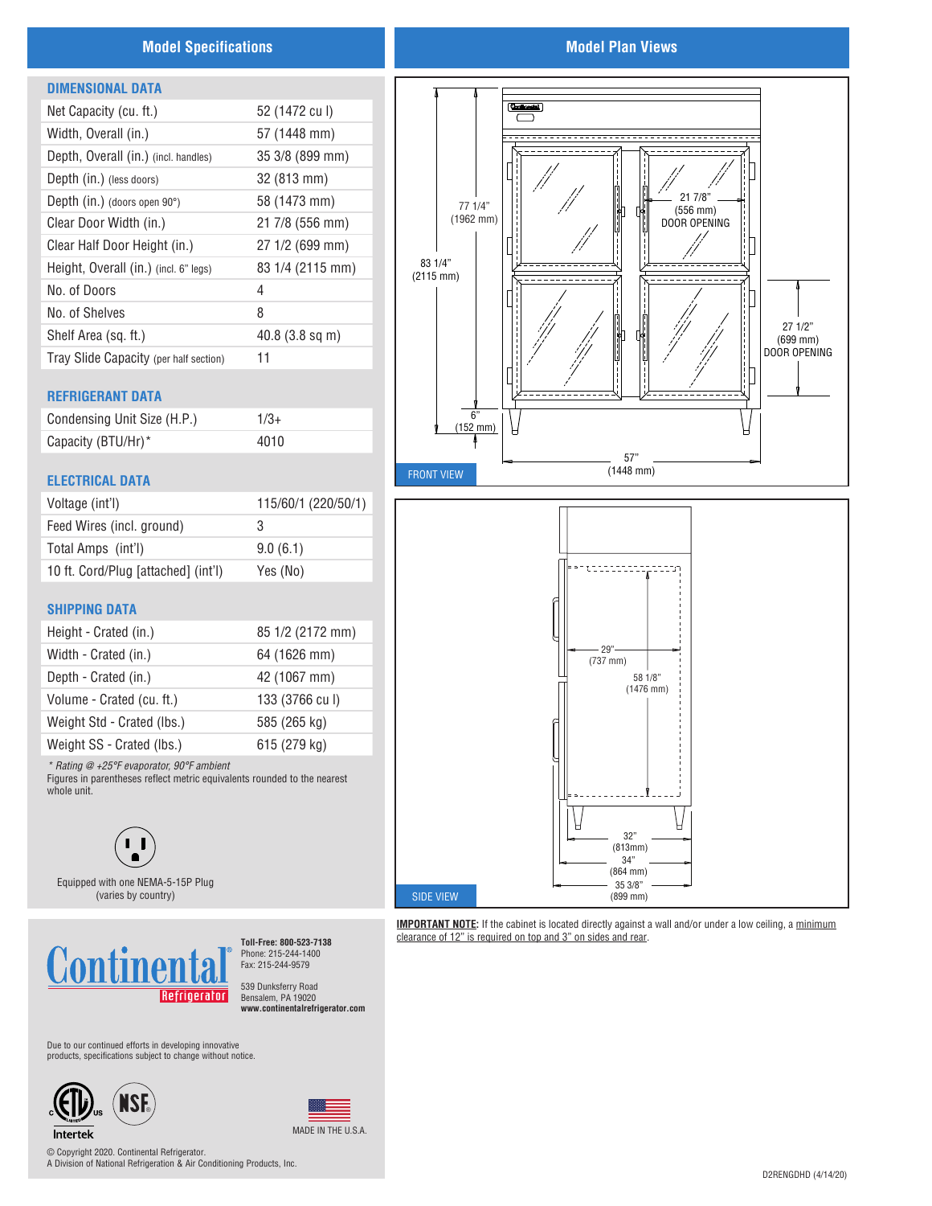## Model Specifications

### DIMENSIONAL DATA

| | |
|---|---|
| Net Capacity (cu. ft.) | 52 (1472 cu l) |
| Width, Overall (in.) | 57 (1448 mm) |
| Depth, Overall (in.) (incl. handles) | 35 3/8 (899 mm) |
| Depth (in.) (less doors) | 32 (813 mm) |
| Depth (in.) (doors open 90°) | 58 (1473 mm) |
| Clear Door Width (in.) | 21 7/8 (556 mm) |
| Clear Half Door Height (in.) | 27 1/2 (699 mm) |
| Height, Overall (in.) (incl. 6" legs) | 83 1/4 (2115 mm) |
| No. of Doors | 4 |
| No. of Shelves | 8 |
| Shelf Area (sq. ft.) | 40.8 (3.8 sq m) |
| Tray Slide Capacity (per half section) | 11 |

### REFRIGERANT DATA

| | |
|---|---|
| Condensing Unit Size (H.P.) | 1/3+ |
| Capacity (BTU/Hr)* | 4010 |

### ELECTRICAL DATA

| | |
|---|---|
| Voltage (int'l) | 115/60/1 (220/50/1) |
| Feed Wires (incl. ground) | 3 |
| Total Amps (int'l) | 9.0 (6.1) |
| 10 ft. Cord/Plug [attached] (int'l) | Yes (No) |

### SHIPPING DATA

| | |
|---|---|
| Height - Crated (in.) | 85 1/2 (2172 mm) |
| Width - Crated (in.) | 64 (1626 mm) |
| Depth - Crated (in.) | 42 (1067 mm) |
| Volume - Crated (cu. ft.) | 133 (3766 cu l) |
| Weight Std - Crated (lbs.) | 585 (265 kg) |
| Weight SS - Crated (lbs.) | 615 (279 kg) |

*\* Rating @ +25°F evaporator, 90°F ambient*

Figures in parentheses reflect metric equivalents rounded to the nearest whole unit.

Equipped with one NEMA-5-15P Plug (varies by country)

## Model Plan Views

77 1/4" (1962 mm)
83 1/4" (2115 mm)
21 7/8" (556 mm) DOOR OPENING
27 1/2" (699 mm) DOOR OPENING
6" (152 mm)
57" (1448 mm)
FRONT VIEW

29" (737 mm)
58 1/8" (1476 mm)
32" (813mm)
34" (864 mm)
35 3/8" (899 mm)
SIDE VIEW

**IMPORTANT NOTE:** If the cabinet is located directly against a wall and/or under a low ceiling, a minimum clearance of 12" is required on top and 3" on sides and rear.

Continental Refrigerator

**Toll-Free: 800-523-7138**
Phone: 215-244-1400
Fax: 215-244-9579

539 Dunksferry Road
Bensalem, PA 19020
**www.continentalrefrigerator.com**

Due to our continued efforts in developing innovative products, specifications subject to change without notice.

Intertek

MADE IN THE U.S.A.

© Copyright 2020. Continental Refrigerator.
A Division of National Refrigeration & Air Conditioning Products, Inc.

D2RENGDHD (4/14/20)